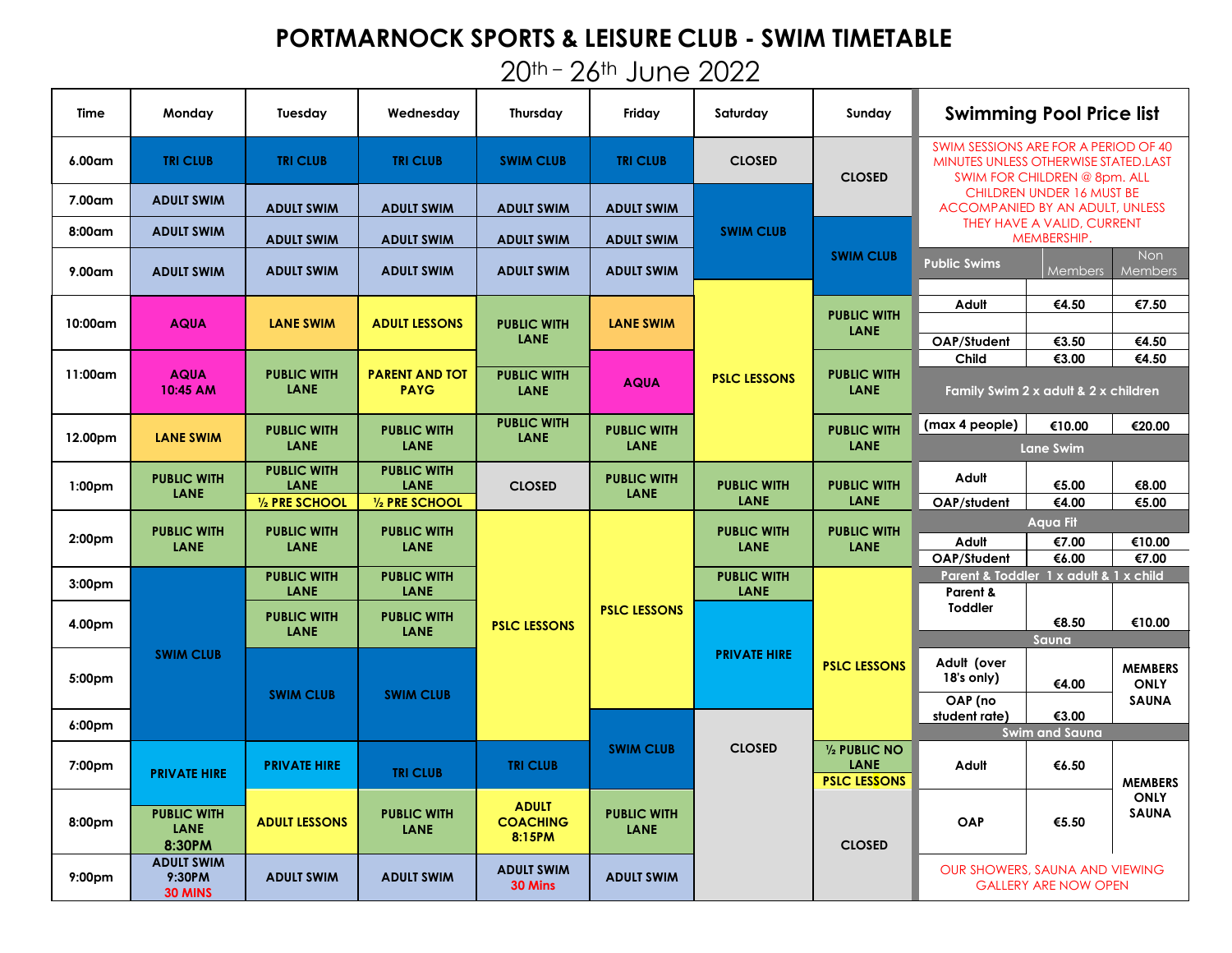# PORTMARNOCK SPORTS & LEISURE CLUB - SWIM TIMETABLE

20th – 26th June 2022

| Time | Monday | Tuesday | Wednesday | Thursday | Friday | Saturday | Sunday |
|---|---|---|---|---|---|---|---|
| 6.00am | TRI CLUB | TRI CLUB | TRI CLUB | SWIM CLUB | TRI CLUB | CLOSED | CLOSED |
| 7.00am | ADULT SWIM | ADULT SWIM | ADULT SWIM | ADULT SWIM | ADULT SWIM | SWIM CLUB | CLOSED |
| 8:00am | ADULT SWIM | ADULT SWIM | ADULT SWIM | ADULT SWIM | ADULT SWIM | SWIM CLUB | SWIM CLUB |
| 9.00am | ADULT SWIM | ADULT SWIM | ADULT SWIM | ADULT SWIM | ADULT SWIM | SWIM CLUB | SWIM CLUB |
| 10:00am | AQUA | LANE SWIM | ADULT LESSONS | PUBLIC WITH LANE | LANE SWIM | PSLC LESSONS | PUBLIC WITH LANE |
| 11:00am | AQUA 10:45 AM | PUBLIC WITH LANE | PARENT AND TOT PAYG | PUBLIC WITH LANE | AQUA | PSLC LESSONS | PUBLIC WITH LANE |
| 12.00pm | LANE SWIM | PUBLIC WITH LANE | PUBLIC WITH LANE | PUBLIC WITH LANE | PUBLIC WITH LANE | PSLC LESSONS | PUBLIC WITH LANE |
| 1:00pm | PUBLIC WITH LANE | PUBLIC WITH LANE / ½ PRE SCHOOL | PUBLIC WITH LANE / ½ PRE SCHOOL | CLOSED | PUBLIC WITH LANE | PUBLIC WITH LANE | PUBLIC WITH LANE |
| 2:00pm | PUBLIC WITH LANE | PUBLIC WITH LANE | PUBLIC WITH LANE | PSLC LESSONS | PSLC LESSONS | PUBLIC WITH LANE | PUBLIC WITH LANE |
| 3:00pm | SWIM CLUB | PUBLIC WITH LANE | PUBLIC WITH LANE | PSLC LESSONS | PSLC LESSONS | PUBLIC WITH LANE | PSLC LESSONS |
| 4.00pm | SWIM CLUB | PUBLIC WITH LANE | PUBLIC WITH LANE | PSLC LESSONS | PSLC LESSONS | PRIVATE HIRE | PSLC LESSONS |
| 5:00pm | SWIM CLUB | SWIM CLUB | SWIM CLUB | PSLC LESSONS | PSLC LESSONS | PRIVATE HIRE | PSLC LESSONS |
| 6:00pm | SWIM CLUB | SWIM CLUB | SWIM CLUB | PSLC LESSONS | SWIM CLUB | CLOSED | PSLC LESSONS |
| 7:00pm | PRIVATE HIRE | PRIVATE HIRE | TRI CLUB | TRI CLUB | SWIM CLUB | CLOSED | ½ PUBLIC NO LANE / PSLC LESSONS |
| 8:00pm | PUBLIC WITH LANE 8:30PM | ADULT LESSONS | PUBLIC WITH LANE | ADULT COACHING 8:15PM | PUBLIC WITH LANE | CLOSED | CLOSED |
| 9:00pm | ADULT SWIM 9:30PM 30 MINS | ADULT SWIM | ADULT SWIM | ADULT SWIM 30 Mins | ADULT SWIM | CLOSED | CLOSED |

## Swimming Pool Price list

SWIM SESSIONS ARE FOR A PERIOD OF 40 MINUTES UNLESS OTHERWISE STATED. LAST SWIM FOR CHILDREN @ 8pm. ALL CHILDREN UNDER 16 MUST BE ACCOMPANIED BY AN ADULT, UNLESS THEY HAVE A VALID, CURRENT MEMBERSHIP.

| Public Swims | Members | Non Members |
|---|---|---|
| Adult | €4.50 | €7.50 |
| OAP/Student | €3.50 | €4.50 |
| Child | €3.00 | €4.50 |
| **Family Swim 2 x adult & 2 x children** | | |
| (max 4 people) | €10.00 | €20.00 |
| **Lane Swim** | | |
| Adult | €5.00 | €8.00 |
| OAP/student | €4.00 | €5.00 |
| **Aqua Fit** | | |
| Adult | €7.00 | €10.00 |
| OAP/Student | €6.00 | €7.00 |
| **Parent & Toddler 1 x adult & 1 x child** | | |
| Parent & Toddler | €8.50 | €10.00 |
| **Sauna** | | |
| Adult (over 18's only) | €4.00 | MEMBERS ONLY SAUNA |
| OAP (no student rate) | €3.00 | MEMBERS ONLY SAUNA |
| **Swim and Sauna** | | |
| Adult | €6.50 | MEMBERS ONLY SAUNA |
| OAP | €5.50 | MEMBERS ONLY SAUNA |

OUR SHOWERS, SAUNA AND VIEWING GALLERY ARE NOW OPEN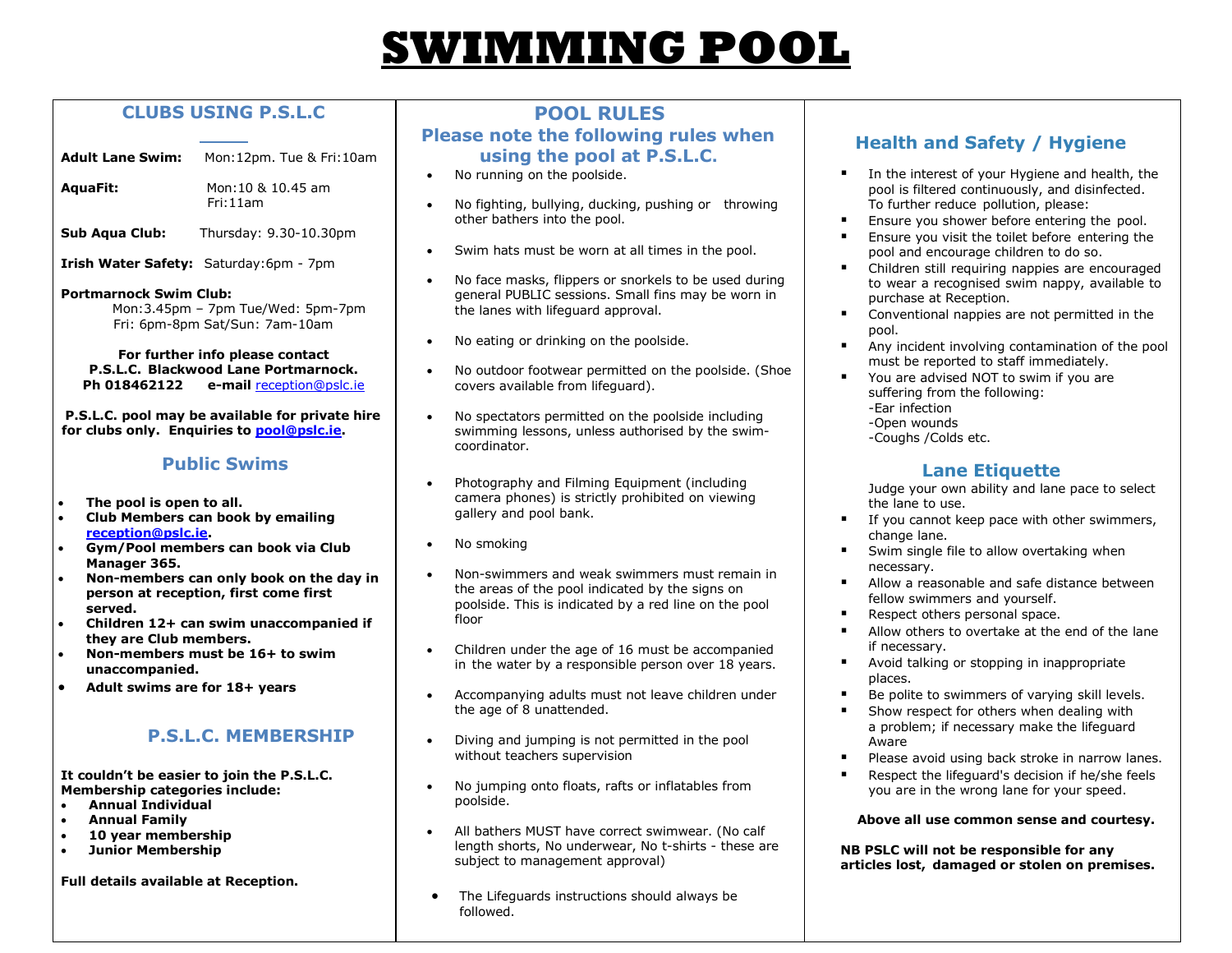# SWIMMING POOL

## CLUBS USING P.S.L.C

**Adult Lane Swim:** Mon:12pm. Tue & Fri:10am

**AquaFit:** Mon:10 & 10.45 am
Fri:11am

**Sub Aqua Club:** Thursday: 9.30-10.30pm

**Irish Water Safety:** Saturday:6pm - 7pm

**Portmarnock Swim Club:**
Mon:3.45pm – 7pm Tue/Wed: 5pm-7pm
Fri: 6pm-8pm Sat/Sun: 7am-10am

**For further info please contact**
**P.S.L.C. Blackwood Lane Portmarnock.**
**Ph 018462122 e-mail** reception@pslc.ie

**P.S.L.C. pool may be available for private hire for clubs only. Enquiries to pool@pslc.ie.**

## Public Swims

- **The pool is open to all.**
- **Club Members can book by emailing reception@pslc.ie.**
- **Gym/Pool members can book via Club Manager 365.**
- **Non-members can only book on the day in person at reception, first come first served.**
- **Children 12+ can swim unaccompanied if they are Club members.**
- **Non-members must be 16+ to swim unaccompanied.**
- **Adult swims are for 18+ years**

## P.S.L.C. MEMBERSHIP

**It couldn't be easier to join the P.S.L.C. Membership categories include:**

- **Annual Individual**
- **Annual Family**
- **10 year membership**
- **Junior Membership**

**Full details available at Reception.**

## POOL RULES

### Please note the following rules when using the pool at P.S.L.C.

- No running on the poolside.
- No fighting, bullying, ducking, pushing or throwing other bathers into the pool.
- Swim hats must be worn at all times in the pool.
- No face masks, flippers or snorkels to be used during general PUBLIC sessions. Small fins may be worn in the lanes with lifeguard approval.
- No eating or drinking on the poolside.
- No outdoor footwear permitted on the poolside. (Shoe covers available from lifeguard).
- No spectators permitted on the poolside including swimming lessons, unless authorised by the swim-coordinator.
- Photography and Filming Equipment (including camera phones) is strictly prohibited on viewing gallery and pool bank.
- No smoking
- Non-swimmers and weak swimmers must remain in the areas of the pool indicated by the signs on poolside. This is indicated by a red line on the pool floor
- Children under the age of 16 must be accompanied in the water by a responsible person over 18 years.
- Accompanying adults must not leave children under the age of 8 unattended.
- Diving and jumping is not permitted in the pool without teachers supervision
- No jumping onto floats, rafts or inflatables from poolside.
- All bathers MUST have correct swimwear. (No calf length shorts, No underwear, No t-shirts - these are subject to management approval)
- The Lifeguards instructions should always be followed.

## Health and Safety / Hygiene

- In the interest of your Hygiene and health, the pool is filtered continuously, and disinfected. To further reduce pollution, please:
- Ensure you shower before entering the pool.
- Ensure you visit the toilet before entering the pool and encourage children to do so.
- Children still requiring nappies are encouraged to wear a recognised swim nappy, available to purchase at Reception.
- Conventional nappies are not permitted in the pool.
- Any incident involving contamination of the pool must be reported to staff immediately.
- You are advised NOT to swim if you are suffering from the following:
  -Ear infection
  -Open wounds
  -Coughs /Colds etc.

## Lane Etiquette

Judge your own ability and lane pace to select the lane to use.

- If you cannot keep pace with other swimmers, change lane.
- Swim single file to allow overtaking when necessary.
- Allow a reasonable and safe distance between fellow swimmers and yourself.
- Respect others personal space.
- Allow others to overtake at the end of the lane if necessary.
- Avoid talking or stopping in inappropriate places.
- Be polite to swimmers of varying skill levels.
- Show respect for others when dealing with a problem; if necessary make the lifeguard Aware
- Please avoid using back stroke in narrow lanes.
- Respect the lifeguard's decision if he/she feels you are in the wrong lane for your speed.

**Above all use common sense and courtesy.**

**NB PSLC will not be responsible for any articles lost, damaged or stolen on premises.**